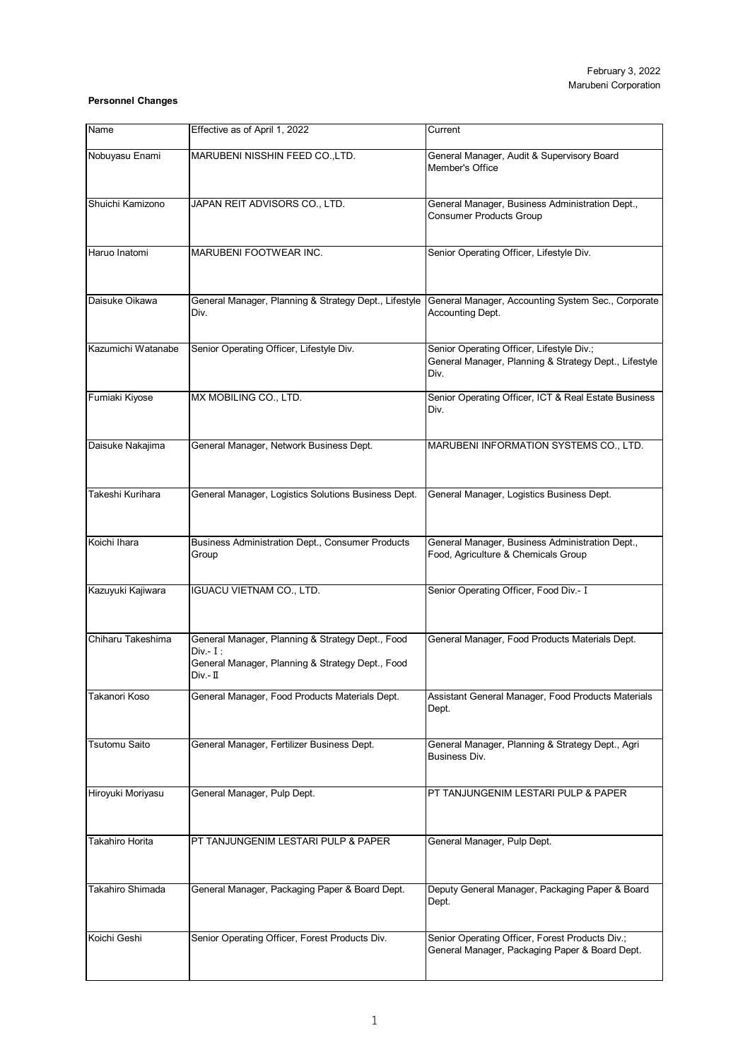February 3, 2022
Marubeni Corporation

**Personnel Changes**

| Name | Effective as of April 1, 2022 | Current |
|---|---|---|
| Nobuyasu Enami | MARUBENI NISSHIN FEED CO.,LTD. | General Manager, Audit & Supervisory Board Member's Office |
| Shuichi Kamizono | JAPAN REIT ADVISORS CO., LTD. | General Manager, Business Administration Dept., Consumer Products Group |
| Haruo Inatomi | MARUBENI FOOTWEAR INC. | Senior Operating Officer, Lifestyle Div. |
| Daisuke Oikawa | General Manager, Planning & Strategy Dept., Lifestyle Div. | General Manager, Accounting System Sec., Corporate Accounting Dept. |
| Kazumichi Watanabe | Senior Operating Officer, Lifestyle Div. | Senior Operating Officer, Lifestyle Div.; General Manager, Planning & Strategy Dept., Lifestyle Div. |
| Fumiaki Kiyose | MX MOBILING CO., LTD. | Senior Operating Officer, ICT & Real Estate Business Div. |
| Daisuke Nakajima | General Manager, Network Business Dept. | MARUBENI INFORMATION SYSTEMS CO., LTD. |
| Takeshi Kurihara | General Manager, Logistics Solutions Business Dept. | General Manager, Logistics Business Dept. |
| Koichi Ihara | Business Administration Dept., Consumer Products Group | General Manager, Business Administration Dept., Food, Agriculture & Chemicals Group |
| Kazuyuki Kajiwara | IGUACU VIETNAM CO., LTD. | Senior Operating Officer, Food Div.- I |
| Chiharu Takeshima | General Manager, Planning & Strategy Dept., Food Div.- I ; General Manager, Planning & Strategy Dept., Food Div.- II | General Manager, Food Products Materials Dept. |
| Takanori Koso | General Manager, Food Products Materials Dept. | Assistant General Manager, Food Products Materials Dept. |
| Tsutomu Saito | General Manager, Fertilizer Business Dept. | General Manager, Planning & Strategy Dept., Agri Business Div. |
| Hiroyuki Moriyasu | General Manager, Pulp Dept. | PT TANJUNGENIM LESTARI PULP & PAPER |
| Takahiro Horita | PT TANJUNGENIM LESTARI PULP & PAPER | General Manager, Pulp Dept. |
| Takahiro Shimada | General Manager, Packaging Paper & Board Dept. | Deputy General Manager, Packaging Paper & Board Dept. |
| Koichi Geshi | Senior Operating Officer, Forest Products Div. | Senior Operating Officer, Forest Products Div.; General Manager, Packaging Paper & Board Dept. |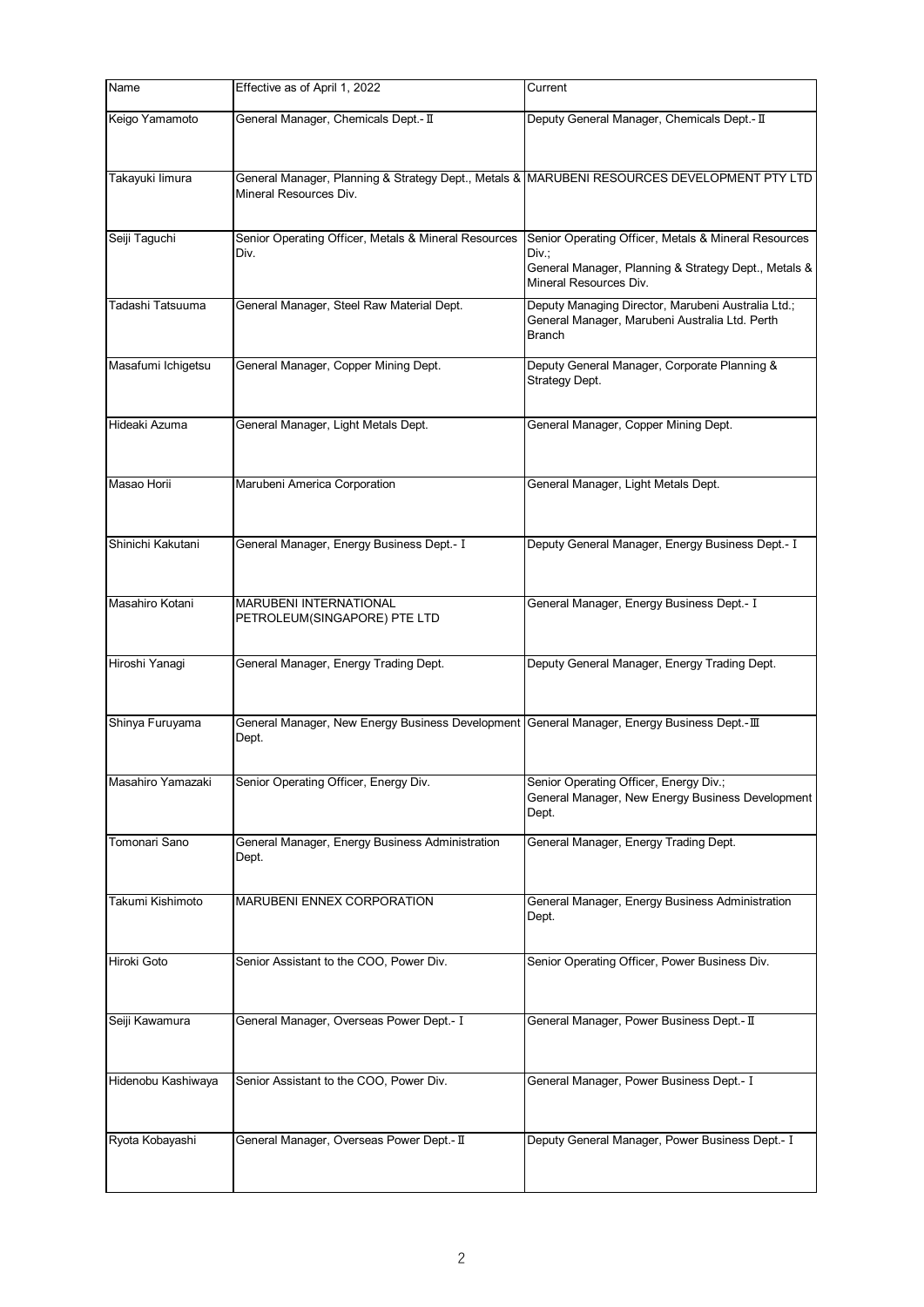| Name | Effective as of April 1, 2022 | Current |
|---|---|---|
| Keigo Yamamoto | General Manager, Chemicals Dept.-Ⅱ | Deputy General Manager, Chemicals Dept.-Ⅱ |
| Takayuki Iimura | General Manager, Planning & Strategy Dept., Metals & Mineral Resources Div. | MARUBENI RESOURCES DEVELOPMENT PTY LTD |
| Seiji Taguchi | Senior Operating Officer, Metals & Mineral Resources Div. | Senior Operating Officer, Metals & Mineral Resources Div.; General Manager, Planning & Strategy Dept., Metals & Mineral Resources Div. |
| Tadashi Tatsuuma | General Manager, Steel Raw Material Dept. | Deputy Managing Director, Marubeni Australia Ltd.; General Manager, Marubeni Australia Ltd. Perth Branch |
| Masafumi Ichigetsu | General Manager, Copper Mining Dept. | Deputy General Manager, Corporate Planning & Strategy Dept. |
| Hideaki Azuma | General Manager, Light Metals Dept. | General Manager, Copper Mining Dept. |
| Masao Horii | Marubeni America Corporation | General Manager, Light Metals Dept. |
| Shinichi Kakutani | General Manager, Energy Business Dept.-Ⅰ | Deputy General Manager, Energy Business Dept.-Ⅰ |
| Masahiro Kotani | MARUBENI INTERNATIONAL PETROLEUM(SINGAPORE) PTE LTD | General Manager, Energy Business Dept.-Ⅰ |
| Hiroshi Yanagi | General Manager, Energy Trading Dept. | Deputy General Manager, Energy Trading Dept. |
| Shinya Furuyama | General Manager, New Energy Business Development Dept. | General Manager, Energy Business Dept.-Ⅲ |
| Masahiro Yamazaki | Senior Operating Officer, Energy Div. | Senior Operating Officer, Energy Div.; General Manager, New Energy Business Development Dept. |
| Tomonari Sano | General Manager, Energy Business Administration Dept. | General Manager, Energy Trading Dept. |
| Takumi Kishimoto | MARUBENI ENNEX CORPORATION | General Manager, Energy Business Administration Dept. |
| Hiroki Goto | Senior Assistant to the COO, Power Div. | Senior Operating Officer, Power Business Div. |
| Seiji Kawamura | General Manager, Overseas Power Dept.-Ⅰ | General Manager, Power Business Dept.-Ⅱ |
| Hidenobu Kashiwaya | Senior Assistant to the COO, Power Div. | General Manager, Power Business Dept.-Ⅰ |
| Ryota Kobayashi | General Manager, Overseas Power Dept.-Ⅱ | Deputy General Manager, Power Business Dept.-Ⅰ |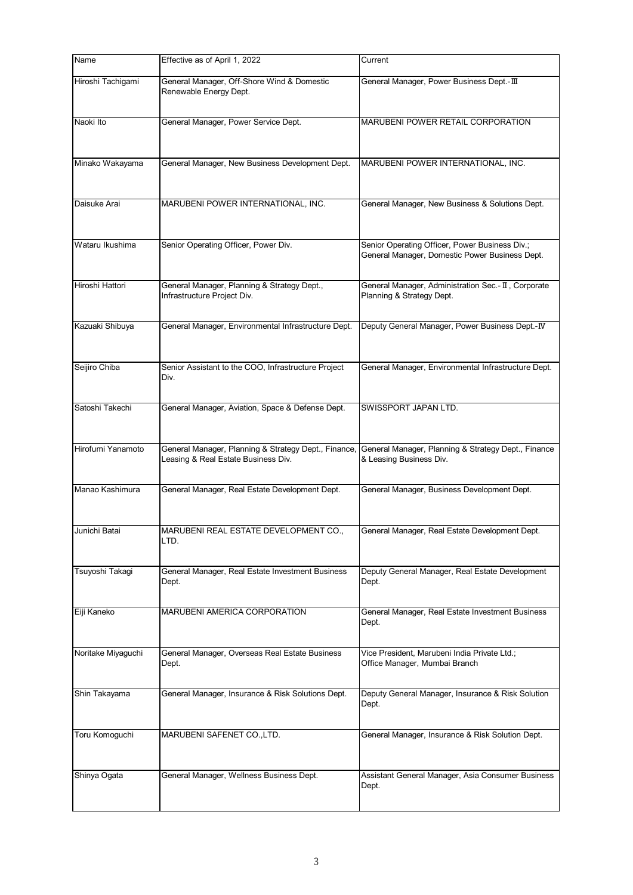| Name | Effective as of April 1, 2022 | Current |
|---|---|---|
| Hiroshi Tachigami | General Manager, Off-Shore Wind & Domestic Renewable Energy Dept. | General Manager, Power Business Dept.-Ⅲ |
| Naoki Ito | General Manager, Power Service Dept. | MARUBENI POWER RETAIL CORPORATION |
| Minako Wakayama | General Manager, New Business Development Dept. | MARUBENI POWER INTERNATIONAL, INC. |
| Daisuke Arai | MARUBENI POWER INTERNATIONAL, INC. | General Manager, New Business & Solutions Dept. |
| Wataru Ikushima | Senior Operating Officer, Power Div. | Senior Operating Officer, Power Business Div.; General Manager, Domestic Power Business Dept. |
| Hiroshi Hattori | General Manager, Planning & Strategy Dept., Infrastructure Project Div. | General Manager, Administration Sec.-Ⅱ, Corporate Planning & Strategy Dept. |
| Kazuaki Shibuya | General Manager, Environmental Infrastructure Dept. | Deputy General Manager, Power Business Dept.-Ⅳ |
| Seijiro Chiba | Senior Assistant to the COO, Infrastructure Project Div. | General Manager, Environmental Infrastructure Dept. |
| Satoshi Takechi | General Manager, Aviation, Space & Defense Dept. | SWISSPORT JAPAN LTD. |
| Hirofumi Yanamoto | General Manager, Planning & Strategy Dept., Finance, Leasing & Real Estate Business Div. | General Manager, Planning & Strategy Dept., Finance & Leasing Business Div. |
| Manao Kashimura | General Manager, Real Estate Development Dept. | General Manager, Business Development Dept. |
| Junichi Batai | MARUBENI REAL ESTATE DEVELOPMENT CO., LTD. | General Manager, Real Estate Development Dept. |
| Tsuyoshi Takagi | General Manager, Real Estate Investment Business Dept. | Deputy General Manager, Real Estate Development Dept. |
| Eiji Kaneko | MARUBENI AMERICA CORPORATION | General Manager, Real Estate Investment Business Dept. |
| Noritake Miyaguchi | General Manager, Overseas Real Estate Business Dept. | Vice President, Marubeni India Private Ltd.; Office Manager, Mumbai Branch |
| Shin Takayama | General Manager, Insurance & Risk Solutions Dept. | Deputy General Manager, Insurance & Risk Solution Dept. |
| Toru Komoguchi | MARUBENI SAFENET CO.,LTD. | General Manager, Insurance & Risk Solution Dept. |
| Shinya Ogata | General Manager, Wellness Business Dept. | Assistant General Manager, Asia Consumer Business Dept. |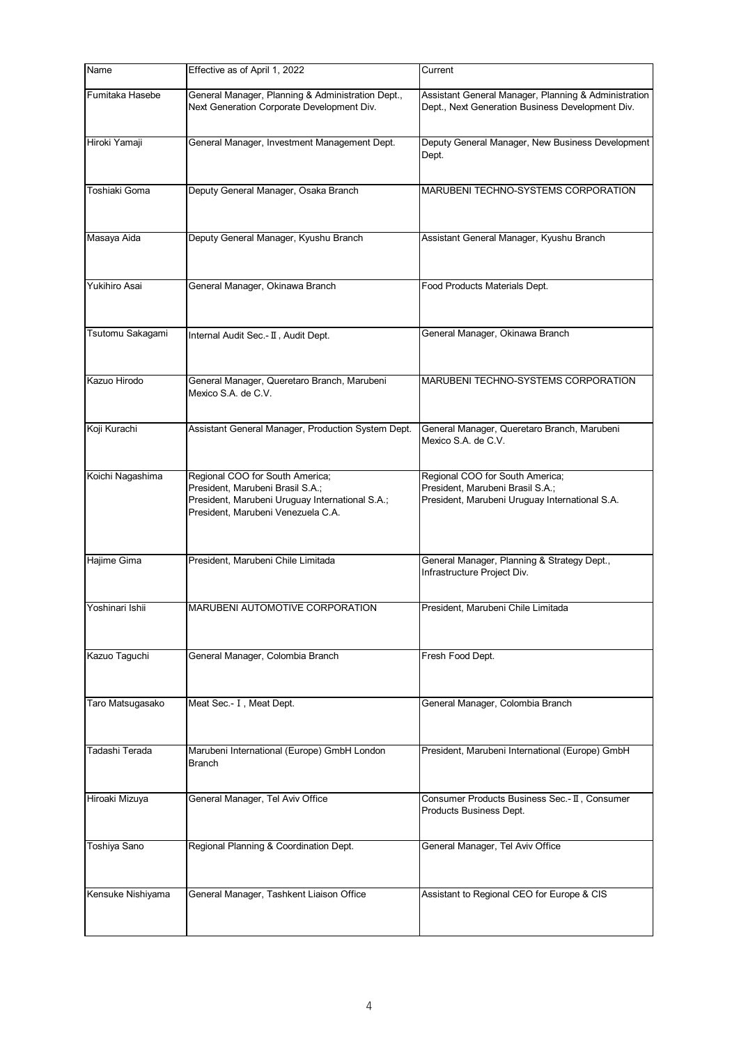| Name | Effective as of April 1, 2022 | Current |
| --- | --- | --- |
| Fumitaka Hasebe | General Manager, Planning & Administration Dept., Next Generation Corporate Development Div. | Assistant General Manager, Planning & Administration Dept., Next Generation Business Development Div. |
| Hiroki Yamaji | General Manager, Investment Management Dept. | Deputy General Manager, New Business Development Dept. |
| Toshiaki Goma | Deputy General Manager, Osaka Branch | MARUBENI TECHNO-SYSTEMS CORPORATION |
| Masaya Aida | Deputy General Manager, Kyushu Branch | Assistant General Manager, Kyushu Branch |
| Yukihiro Asai | General Manager, Okinawa Branch | Food Products Materials Dept. |
| Tsutomu Sakagami | Internal Audit Sec.-Ⅱ, Audit Dept. | General Manager, Okinawa Branch |
| Kazuo Hirodo | General Manager, Queretaro Branch, Marubeni Mexico S.A. de C.V. | MARUBENI TECHNO-SYSTEMS CORPORATION |
| Koji Kurachi | Assistant General Manager, Production System Dept. | General Manager, Queretaro Branch, Marubeni Mexico S.A. de C.V. |
| Koichi Nagashima | Regional COO for South America;<br>President, Marubeni Brasil S.A.;<br>President, Marubeni Uruguay International S.A.;<br>President, Marubeni Venezuela C.A. | Regional COO for South America;<br>President, Marubeni Brasil S.A.;<br>President, Marubeni Uruguay International S.A. |
| Hajime Gima | President, Marubeni Chile Limitada | General Manager, Planning & Strategy Dept., Infrastructure Project Div. |
| Yoshinari Ishii | MARUBENI AUTOMOTIVE CORPORATION | President, Marubeni Chile Limitada |
| Kazuo Taguchi | General Manager, Colombia Branch | Fresh Food Dept. |
| Taro Matsugasako | Meat Sec.-Ⅰ, Meat Dept. | General Manager, Colombia Branch |
| Tadashi Terada | Marubeni International (Europe) GmbH London Branch | President, Marubeni International (Europe) GmbH |
| Hiroaki Mizuya | General Manager, Tel Aviv Office | Consumer Products Business Sec.-Ⅱ, Consumer Products Business Dept. |
| Toshiya Sano | Regional Planning & Coordination Dept. | General Manager, Tel Aviv Office |
| Kensuke Nishiyama | General Manager, Tashkent Liaison Office | Assistant to Regional CEO for Europe & CIS |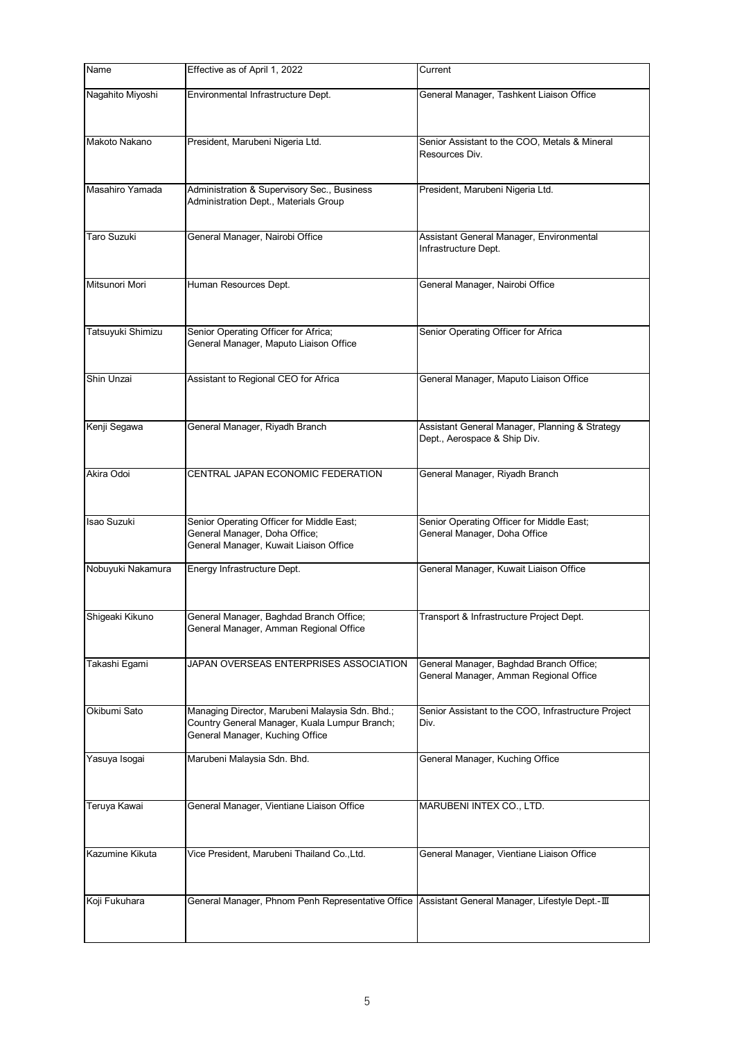| Name | Effective as of April 1, 2022 | Current |
|---|---|---|
| Nagahito Miyoshi | Environmental Infrastructure Dept. | General Manager, Tashkent Liaison Office |
| Makoto Nakano | President, Marubeni Nigeria Ltd. | Senior Assistant to the COO, Metals & Mineral Resources Div. |
| Masahiro Yamada | Administration & Supervisory Sec., Business Administration Dept., Materials Group | President, Marubeni Nigeria Ltd. |
| Taro Suzuki | General Manager, Nairobi Office | Assistant General Manager, Environmental Infrastructure Dept. |
| Mitsunori Mori | Human Resources Dept. | General Manager, Nairobi Office |
| Tatsuyuki Shimizu | Senior Operating Officer for Africa;<br>General Manager, Maputo Liaison Office | Senior Operating Officer for Africa |
| Shin Unzai | Assistant to Regional CEO for Africa | General Manager, Maputo Liaison Office |
| Kenji Segawa | General Manager, Riyadh Branch | Assistant General Manager, Planning & Strategy Dept., Aerospace & Ship Div. |
| Akira Odoi | CENTRAL JAPAN ECONOMIC FEDERATION | General Manager, Riyadh Branch |
| Isao Suzuki | Senior Operating Officer for Middle East;<br>General Manager, Doha Office;<br>General Manager, Kuwait Liaison Office | Senior Operating Officer for Middle East;<br>General Manager, Doha Office |
| Nobuyuki Nakamura | Energy Infrastructure Dept. | General Manager, Kuwait Liaison Office |
| Shigeaki Kikuno | General Manager, Baghdad Branch Office;<br>General Manager, Amman Regional Office | Transport & Infrastructure Project Dept. |
| Takashi Egami | JAPAN OVERSEAS ENTERPRISES ASSOCIATION | General Manager, Baghdad Branch Office;<br>General Manager, Amman Regional Office |
| Okibumi Sato | Managing Director, Marubeni Malaysia Sdn. Bhd.;<br>Country General Manager, Kuala Lumpur Branch;<br>General Manager, Kuching Office | Senior Assistant to the COO, Infrastructure Project Div. |
| Yasuya Isogai | Marubeni Malaysia Sdn. Bhd. | General Manager, Kuching Office |
| Teruya Kawai | General Manager, Vientiane Liaison Office | MARUBENI INTEX CO., LTD. |
| Kazumine Kikuta | Vice President, Marubeni Thailand Co.,Ltd. | General Manager, Vientiane Liaison Office |
| Koji Fukuhara | General Manager, Phnom Penh Representative Office | Assistant General Manager, Lifestyle Dept.-Ⅲ |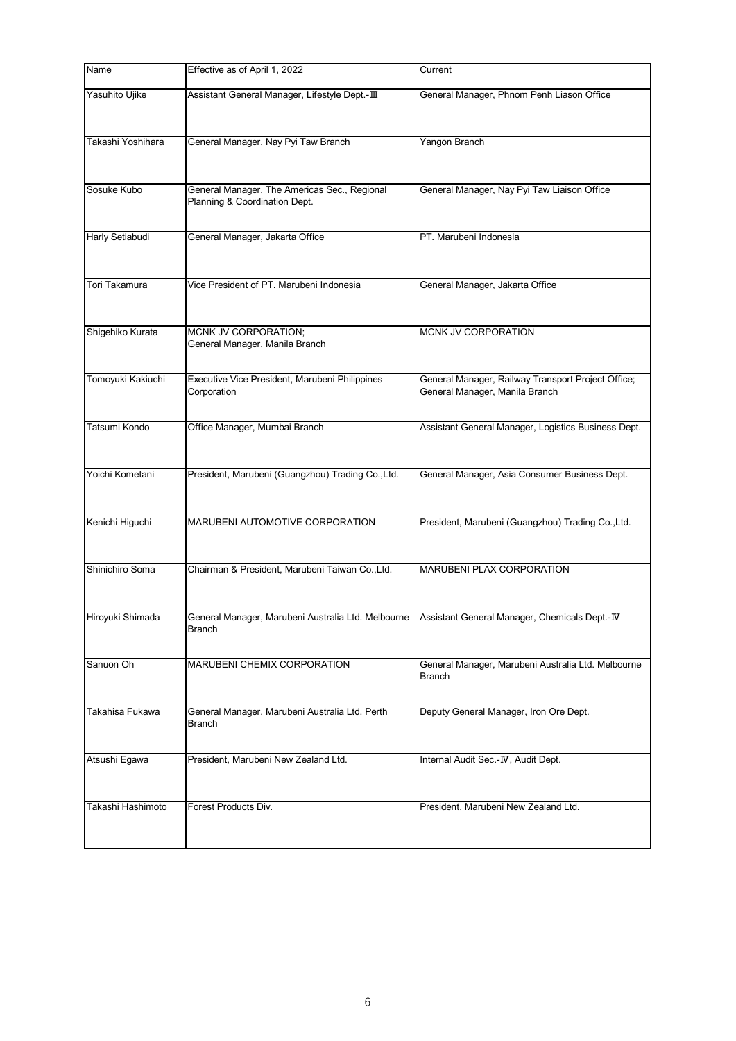| Name | Effective as of April 1, 2022 | Current |
|---|---|---|
| Yasuhito Ujike | Assistant General Manager, Lifestyle Dept.-Ⅲ | General Manager, Phnom Penh Liason Office |
| Takashi Yoshihara | General Manager, Nay Pyi Taw Branch | Yangon Branch |
| Sosuke Kubo | General Manager, The Americas Sec., Regional Planning & Coordination Dept. | General Manager, Nay Pyi Taw Liaison Office |
| Harly Setiabudi | General Manager, Jakarta Office | PT. Marubeni Indonesia |
| Tori Takamura | Vice President of PT. Marubeni Indonesia | General Manager, Jakarta Office |
| Shigehiko Kurata | MCNK JV CORPORATION; General Manager, Manila Branch | MCNK JV CORPORATION |
| Tomoyuki Kakiuchi | Executive Vice President, Marubeni Philippines Corporation | General Manager, Railway Transport Project Office; General Manager, Manila Branch |
| Tatsumi Kondo | Office Manager, Mumbai Branch | Assistant General Manager, Logistics Business Dept. |
| Yoichi Kometani | President, Marubeni (Guangzhou) Trading Co.,Ltd. | General Manager, Asia Consumer Business Dept. |
| Kenichi Higuchi | MARUBENI AUTOMOTIVE CORPORATION | President, Marubeni (Guangzhou) Trading Co.,Ltd. |
| Shinichiro Soma | Chairman & President, Marubeni Taiwan Co.,Ltd. | MARUBENI PLAX CORPORATION |
| Hiroyuki Shimada | General Manager, Marubeni Australia Ltd. Melbourne Branch | Assistant General Manager, Chemicals Dept.-Ⅳ |
| Sanuon Oh | MARUBENI CHEMIX CORPORATION | General Manager, Marubeni Australia Ltd. Melbourne Branch |
| Takahisa Fukawa | General Manager, Marubeni Australia Ltd. Perth Branch | Deputy General Manager, Iron Ore Dept. |
| Atsushi Egawa | President, Marubeni New Zealand Ltd. | Internal Audit Sec.-Ⅳ, Audit Dept. |
| Takashi Hashimoto | Forest Products Div. | President, Marubeni New Zealand Ltd. |